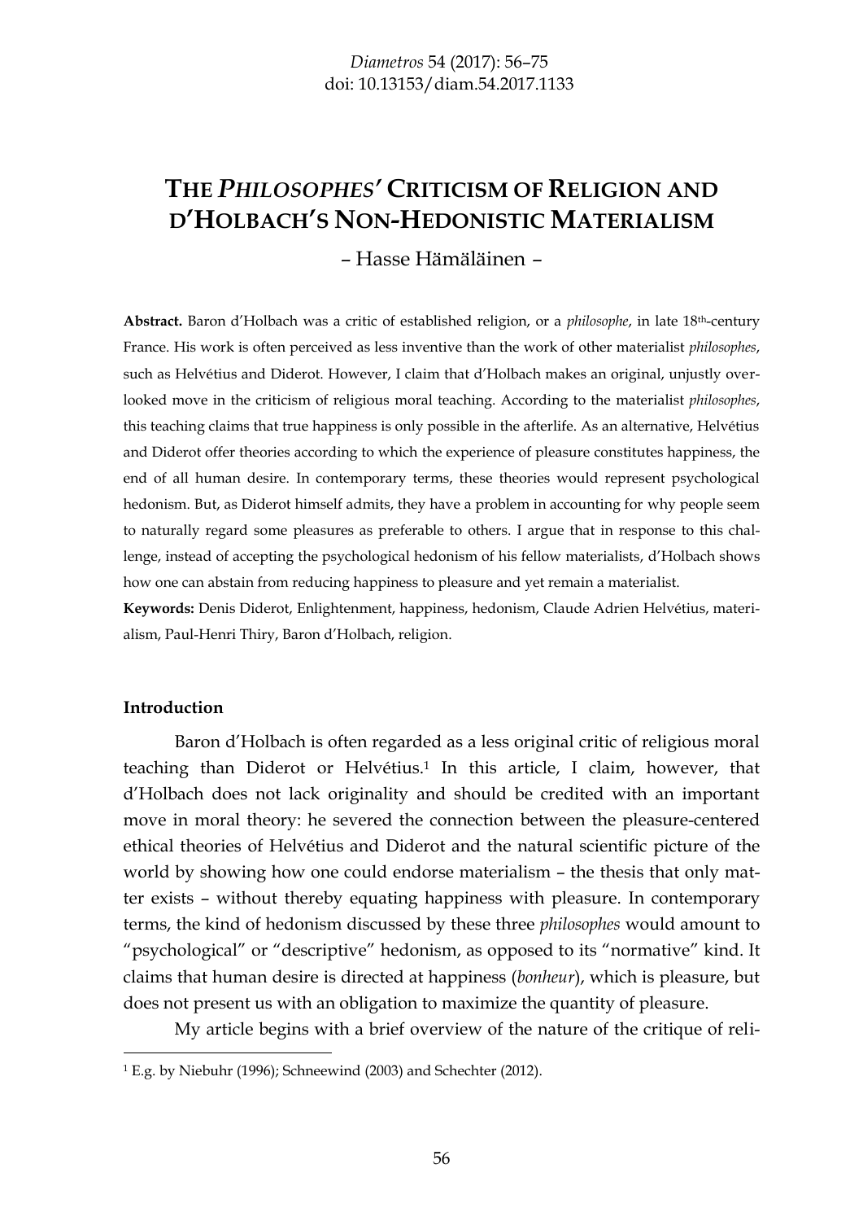*Diametros* 54 (2017): 56–75
doi: 10.13153/diam.54.2017.1133

# THE *PHILOSOPHES'* CRITICISM OF RELIGION AND D'HOLBACH'S NON-HEDONISTIC MATERIALISM

– Hasse Hämäläinen –

**Abstract.** Baron d'Holbach was a critic of established religion, or a *philosophe*, in late 18th-century France. His work is often perceived as less inventive than the work of other materialist *philosophes*, such as Helvétius and Diderot. However, I claim that d'Holbach makes an original, unjustly overlooked move in the criticism of religious moral teaching. According to the materialist *philosophes*, this teaching claims that true happiness is only possible in the afterlife. As an alternative, Helvétius and Diderot offer theories according to which the experience of pleasure constitutes happiness, the end of all human desire. In contemporary terms, these theories would represent psychological hedonism. But, as Diderot himself admits, they have a problem in accounting for why people seem to naturally regard some pleasures as preferable to others. I argue that in response to this challenge, instead of accepting the psychological hedonism of his fellow materialists, d'Holbach shows how one can abstain from reducing happiness to pleasure and yet remain a materialist.

**Keywords:** Denis Diderot, Enlightenment, happiness, hedonism, Claude Adrien Helvétius, materialism, Paul-Henri Thiry, Baron d'Holbach, religion.

## Introduction

Baron d'Holbach is often regarded as a less original critic of religious moral teaching than Diderot or Helvétius.[1] In this article, I claim, however, that d'Holbach does not lack originality and should be credited with an important move in moral theory: he severed the connection between the pleasure-centered ethical theories of Helvétius and Diderot and the natural scientific picture of the world by showing how one could endorse materialism – the thesis that only matter exists – without thereby equating happiness with pleasure. In contemporary terms, the kind of hedonism discussed by these three *philosophes* would amount to "psychological" or "descriptive" hedonism, as opposed to its "normative" kind. It claims that human desire is directed at happiness (*bonheur*), which is pleasure, but does not present us with an obligation to maximize the quantity of pleasure.

My article begins with a brief overview of the nature of the critique of reli-

[1] E.g. by Niebuhr (1996); Schneewind (2003) and Schechter (2012).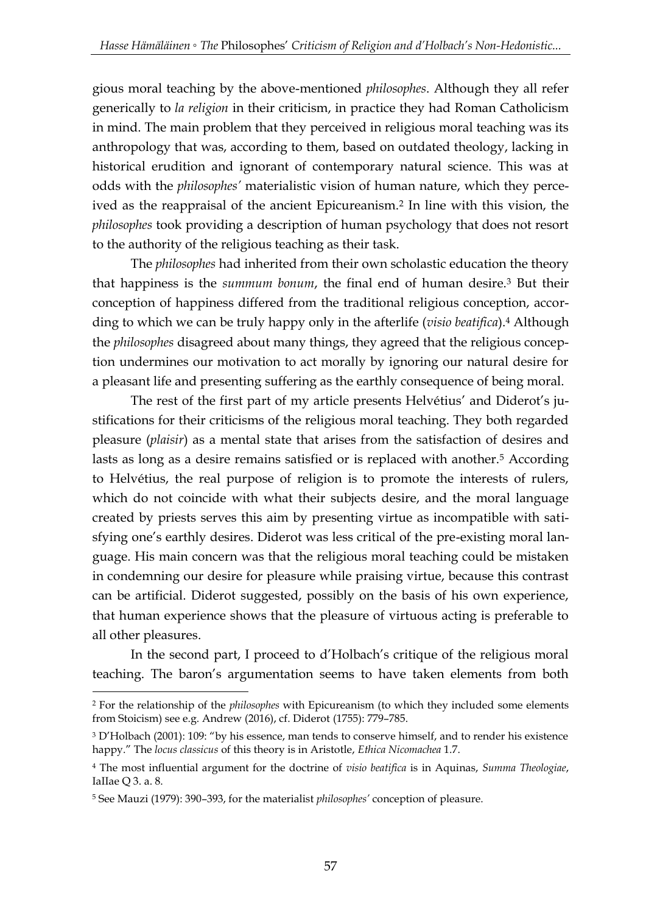gious moral teaching by the above-mentioned *philosophes*. Although they all refer generically to *la religion* in their criticism, in practice they had Roman Catholicism in mind. The main problem that they perceived in religious moral teaching was its anthropology that was, according to them, based on outdated theology, lacking in historical erudition and ignorant of contemporary natural science. This was at odds with the *philosophes'* materialistic vision of human nature, which they perceived as the reappraisal of the ancient Epicureanism.[2] In line with this vision, the *philosophes* took providing a description of human psychology that does not resort to the authority of the religious teaching as their task.

The *philosophes* had inherited from their own scholastic education the theory that happiness is the *summum bonum*, the final end of human desire.[3] But their conception of happiness differed from the traditional religious conception, according to which we can be truly happy only in the afterlife (*visio beatifica*).[4] Although the *philosophes* disagreed about many things, they agreed that the religious conception undermines our motivation to act morally by ignoring our natural desire for a pleasant life and presenting suffering as the earthly consequence of being moral.

The rest of the first part of my article presents Helvétius' and Diderot's justifications for their criticisms of the religious moral teaching. They both regarded pleasure (*plaisir*) as a mental state that arises from the satisfaction of desires and lasts as long as a desire remains satisfied or is replaced with another.[5] According to Helvétius, the real purpose of religion is to promote the interests of rulers, which do not coincide with what their subjects desire, and the moral language created by priests serves this aim by presenting virtue as incompatible with satisfying one's earthly desires. Diderot was less critical of the pre-existing moral language. His main concern was that the religious moral teaching could be mistaken in condemning our desire for pleasure while praising virtue, because this contrast can be artificial. Diderot suggested, possibly on the basis of his own experience, that human experience shows that the pleasure of virtuous acting is preferable to all other pleasures.

In the second part, I proceed to d'Holbach's critique of the religious moral teaching. The baron's argumentation seems to have taken elements from both

---

[2] For the relationship of the *philosophes* with Epicureanism (to which they included some elements from Stoicism) see e.g. Andrew (2016), cf. Diderot (1755): 779–785.

[3] D'Holbach (2001): 109: "by his essence, man tends to conserve himself, and to render his existence happy." The *locus classicus* of this theory is in Aristotle, *Ethica Nicomachea* 1.7.

[4] The most influential argument for the doctrine of *visio beatifica* is in Aquinas, *Summa Theologiae*, IaIIae Q 3. a. 8.

[5] See Mauzi (1979): 390–393, for the materialist *philosophes'* conception of pleasure.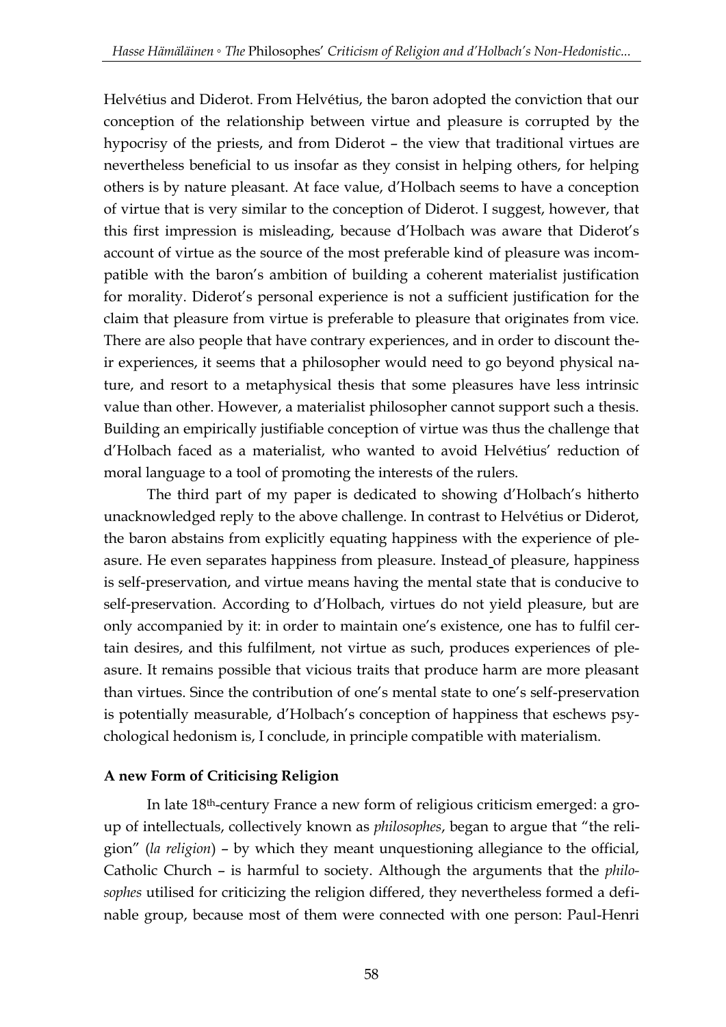Helvétius and Diderot. From Helvétius, the baron adopted the conviction that our conception of the relationship between virtue and pleasure is corrupted by the hypocrisy of the priests, and from Diderot – the view that traditional virtues are nevertheless beneficial to us insofar as they consist in helping others, for helping others is by nature pleasant. At face value, d'Holbach seems to have a conception of virtue that is very similar to the conception of Diderot. I suggest, however, that this first impression is misleading, because d'Holbach was aware that Diderot's account of virtue as the source of the most preferable kind of pleasure was incompatible with the baron's ambition of building a coherent materialist justification for morality. Diderot's personal experience is not a sufficient justification for the claim that pleasure from virtue is preferable to pleasure that originates from vice. There are also people that have contrary experiences, and in order to discount their experiences, it seems that a philosopher would need to go beyond physical nature, and resort to a metaphysical thesis that some pleasures have less intrinsic value than other. However, a materialist philosopher cannot support such a thesis. Building an empirically justifiable conception of virtue was thus the challenge that d'Holbach faced as a materialist, who wanted to avoid Helvétius' reduction of moral language to a tool of promoting the interests of the rulers.

The third part of my paper is dedicated to showing d'Holbach's hitherto unacknowledged reply to the above challenge. In contrast to Helvétius or Diderot, the baron abstains from explicitly equating happiness with the experience of pleasure. He even separates happiness from pleasure. Instead of pleasure, happiness is self-preservation, and virtue means having the mental state that is conducive to self-preservation. According to d'Holbach, virtues do not yield pleasure, but are only accompanied by it: in order to maintain one's existence, one has to fulfil certain desires, and this fulfilment, not virtue as such, produces experiences of pleasure. It remains possible that vicious traits that produce harm are more pleasant than virtues. Since the contribution of one's mental state to one's self-preservation is potentially measurable, d'Holbach's conception of happiness that eschews psychological hedonism is, I conclude, in principle compatible with materialism.

## A new Form of Criticising Religion

In late 18th-century France a new form of religious criticism emerged: a group of intellectuals, collectively known as *philosophes*, began to argue that "the religion" (*la religion*) – by which they meant unquestioning allegiance to the official, Catholic Church – is harmful to society. Although the arguments that the *philosophes* utilised for criticizing the religion differed, they nevertheless formed a definable group, because most of them were connected with one person: Paul-Henri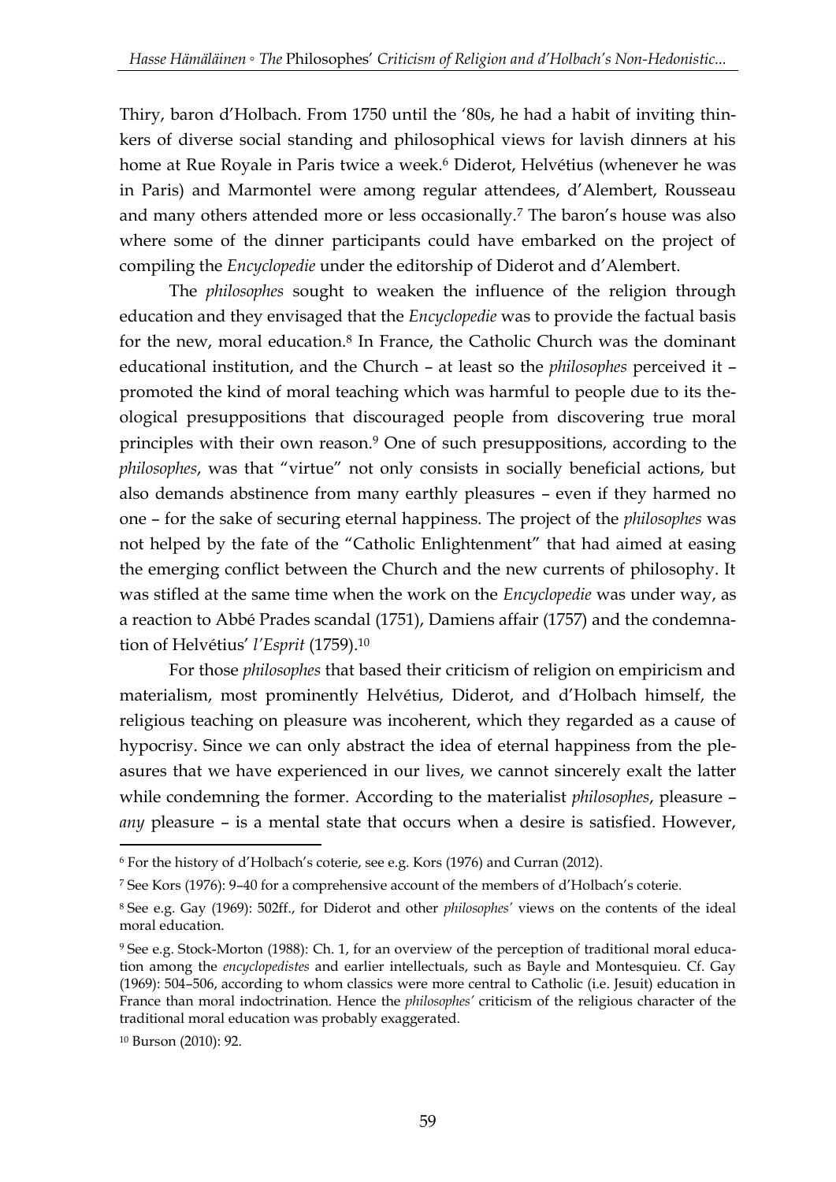Thiry, baron d'Holbach. From 1750 until the '80s, he had a habit of inviting thinkers of diverse social standing and philosophical views for lavish dinners at his home at Rue Royale in Paris twice a week.[6] Diderot, Helvétius (whenever he was in Paris) and Marmontel were among regular attendees, d'Alembert, Rousseau and many others attended more or less occasionally.[7] The baron's house was also where some of the dinner participants could have embarked on the project of compiling the *Encyclopedie* under the editorship of Diderot and d'Alembert.

The *philosophes* sought to weaken the influence of the religion through education and they envisaged that the *Encyclopedie* was to provide the factual basis for the new, moral education.[8] In France, the Catholic Church was the dominant educational institution, and the Church – at least so the *philosophes* perceived it – promoted the kind of moral teaching which was harmful to people due to its theological presuppositions that discouraged people from discovering true moral principles with their own reason.[9] One of such presuppositions, according to the *philosophes*, was that "virtue" not only consists in socially beneficial actions, but also demands abstinence from many earthly pleasures – even if they harmed no one – for the sake of securing eternal happiness. The project of the *philosophes* was not helped by the fate of the "Catholic Enlightenment" that had aimed at easing the emerging conflict between the Church and the new currents of philosophy. It was stifled at the same time when the work on the *Encyclopedie* was under way, as a reaction to Abbé Prades scandal (1751), Damiens affair (1757) and the condemnation of Helvétius' *l'Esprit* (1759).[10]

For those *philosophes* that based their criticism of religion on empiricism and materialism, most prominently Helvétius, Diderot, and d'Holbach himself, the religious teaching on pleasure was incoherent, which they regarded as a cause of hypocrisy. Since we can only abstract the idea of eternal happiness from the pleasures that we have experienced in our lives, we cannot sincerely exalt the latter while condemning the former. According to the materialist *philosophes*, pleasure – *any* pleasure – is a mental state that occurs when a desire is satisfied. However,

---

[6] For the history of d'Holbach's coterie, see e.g. Kors (1976) and Curran (2012).

[7] See Kors (1976): 9–40 for a comprehensive account of the members of d'Holbach's coterie.

[8] See e.g. Gay (1969): 502ff., for Diderot and other *philosophes'* views on the contents of the ideal moral education.

[9] See e.g. Stock-Morton (1988): Ch. 1, for an overview of the perception of traditional moral education among the *encyclopedistes* and earlier intellectuals, such as Bayle and Montesquieu. Cf. Gay (1969): 504–506, according to whom classics were more central to Catholic (i.e. Jesuit) education in France than moral indoctrination. Hence the *philosophes'* criticism of the religious character of the traditional moral education was probably exaggerated.

[10] Burson (2010): 92.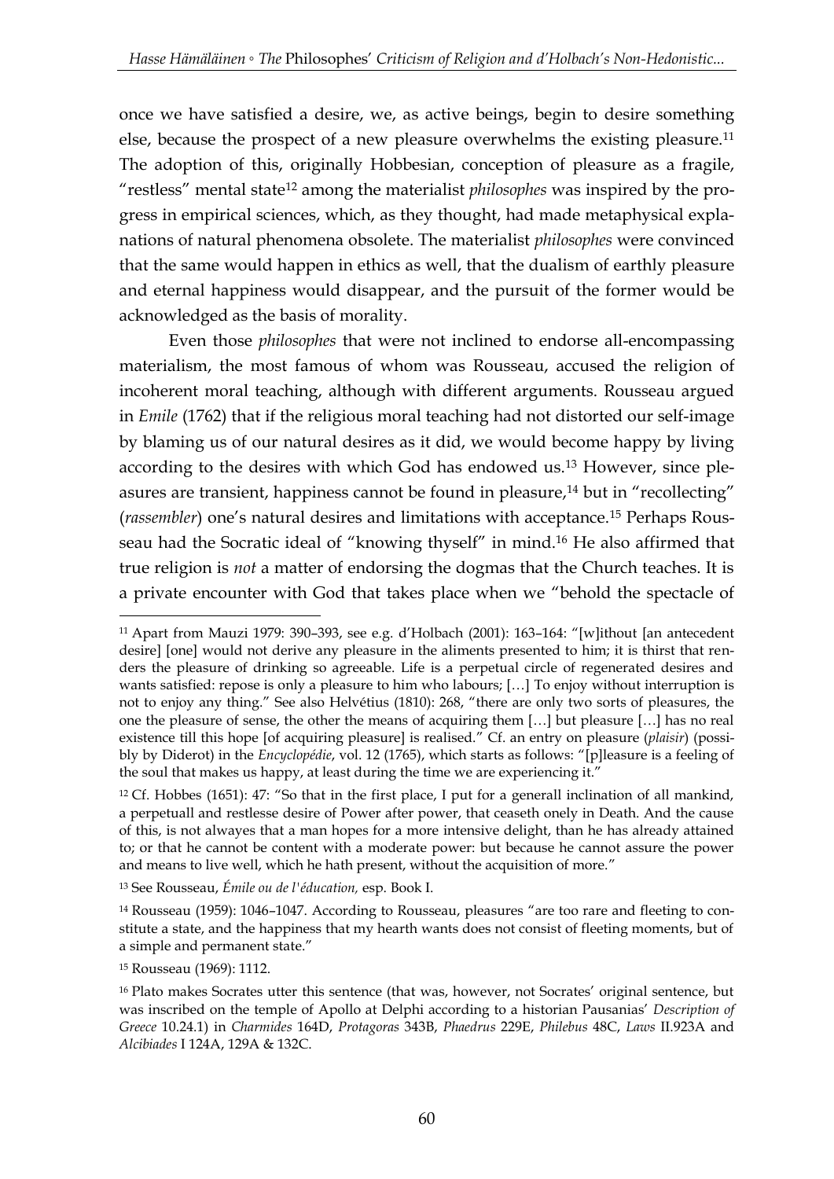once we have satisfied a desire, we, as active beings, begin to desire something else, because the prospect of a new pleasure overwhelms the existing pleasure.[11] The adoption of this, originally Hobbesian, conception of pleasure as a fragile, "restless" mental state[12] among the materialist *philosophes* was inspired by the progress in empirical sciences, which, as they thought, had made metaphysical explanations of natural phenomena obsolete. The materialist *philosophes* were convinced that the same would happen in ethics as well, that the dualism of earthly pleasure and eternal happiness would disappear, and the pursuit of the former would be acknowledged as the basis of morality.

Even those *philosophes* that were not inclined to endorse all-encompassing materialism, the most famous of whom was Rousseau, accused the religion of incoherent moral teaching, although with different arguments. Rousseau argued in *Emile* (1762) that if the religious moral teaching had not distorted our self-image by blaming us of our natural desires as it did, we would become happy by living according to the desires with which God has endowed us.[13] However, since pleasures are transient, happiness cannot be found in pleasure,[14] but in "recollecting" (*rassembler*) one's natural desires and limitations with acceptance.[15] Perhaps Rousseau had the Socratic ideal of "knowing thyself" in mind.[16] He also affirmed that true religion is *not* a matter of endorsing the dogmas that the Church teaches. It is a private encounter with God that takes place when we "behold the spectacle of

---

[11] Apart from Mauzi 1979: 390–393, see e.g. d'Holbach (2001): 163–164: "[w]ithout [an antecedent desire] [one] would not derive any pleasure in the aliments presented to him; it is thirst that renders the pleasure of drinking so agreeable. Life is a perpetual circle of regenerated desires and wants satisfied: repose is only a pleasure to him who labours; […] To enjoy without interruption is not to enjoy any thing." See also Helvétius (1810): 268, "there are only two sorts of pleasures, the one the pleasure of sense, the other the means of acquiring them […] but pleasure […] has no real existence till this hope [of acquiring pleasure] is realised." Cf. an entry on pleasure (*plaisir*) (possibly by Diderot) in the *Encyclopédie*, vol. 12 (1765), which starts as follows: "[p]leasure is a feeling of the soul that makes us happy, at least during the time we are experiencing it."

[12] Cf. Hobbes (1651): 47: "So that in the first place, I put for a generall inclination of all mankind, a perpetuall and restlesse desire of Power after power, that ceaseth onely in Death. And the cause of this, is not alwayes that a man hopes for a more intensive delight, than he has already attained to; or that he cannot be content with a moderate power: but because he cannot assure the power and means to live well, which he hath present, without the acquisition of more."

[13] See Rousseau, *Émile ou de l'éducation,* esp. Book I.

[14] Rousseau (1959): 1046–1047. According to Rousseau, pleasures "are too rare and fleeting to constitute a state, and the happiness that my hearth wants does not consist of fleeting moments, but of a simple and permanent state."

[15] Rousseau (1969): 1112.

[16] Plato makes Socrates utter this sentence (that was, however, not Socrates' original sentence, but was inscribed on the temple of Apollo at Delphi according to a historian Pausanias' *Description of Greece* 10.24.1) in *Charmides* 164D, *Protagoras* 343B, *Phaedrus* 229E, *Philebus* 48C, *Laws* II.923A and *Alcibiades* I 124A, 129A & 132C.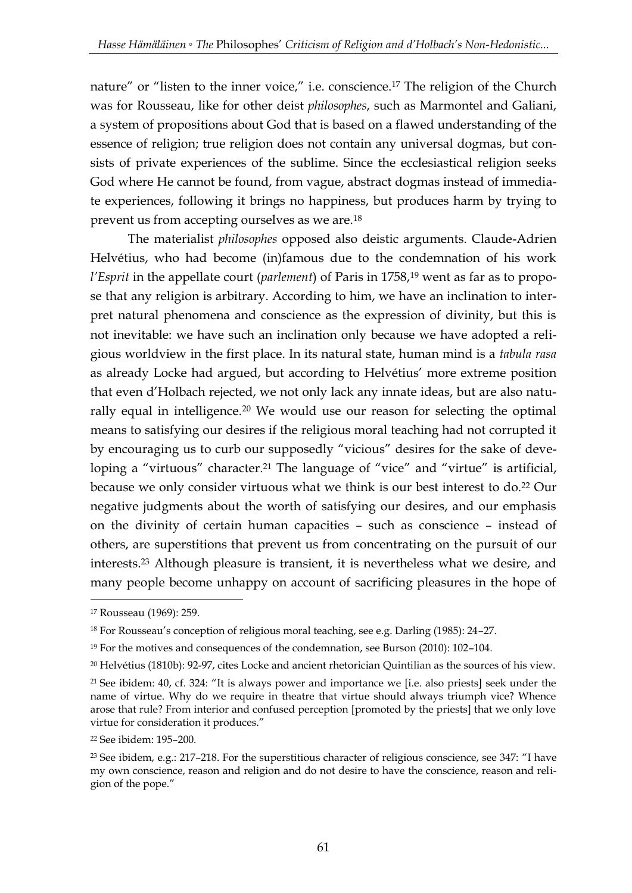nature" or "listen to the inner voice," i.e. conscience.[17] The religion of the Church was for Rousseau, like for other deist *philosophes*, such as Marmontel and Galiani, a system of propositions about God that is based on a flawed understanding of the essence of religion; true religion does not contain any universal dogmas, but consists of private experiences of the sublime. Since the ecclesiastical religion seeks God where He cannot be found, from vague, abstract dogmas instead of immediate experiences, following it brings no happiness, but produces harm by trying to prevent us from accepting ourselves as we are.[18]

The materialist *philosophes* opposed also deistic arguments. Claude-Adrien Helvétius, who had become (in)famous due to the condemnation of his work *l'Esprit* in the appellate court (*parlement*) of Paris in 1758,[19] went as far as to propose that any religion is arbitrary. According to him, we have an inclination to interpret natural phenomena and conscience as the expression of divinity, but this is not inevitable: we have such an inclination only because we have adopted a religious worldview in the first place. In its natural state, human mind is a *tabula rasa* as already Locke had argued, but according to Helvétius' more extreme position that even d'Holbach rejected, we not only lack any innate ideas, but are also naturally equal in intelligence.[20] We would use our reason for selecting the optimal means to satisfying our desires if the religious moral teaching had not corrupted it by encouraging us to curb our supposedly "vicious" desires for the sake of developing a "virtuous" character.[21] The language of "vice" and "virtue" is artificial, because we only consider virtuous what we think is our best interest to do.[22] Our negative judgments about the worth of satisfying our desires, and our emphasis on the divinity of certain human capacities – such as conscience – instead of others, are superstitions that prevent us from concentrating on the pursuit of our interests.[23] Although pleasure is transient, it is nevertheless what we desire, and many people become unhappy on account of sacrificing pleasures in the hope of

---

[17] Rousseau (1969): 259.

[18] For Rousseau's conception of religious moral teaching, see e.g. Darling (1985): 24–27.

[19] For the motives and consequences of the condemnation, see Burson (2010): 102–104.

[20] Helvétius (1810b): 92-97, cites Locke and ancient rhetorician Quintilian as the sources of his view.

[21] See ibidem: 40, cf. 324: "It is always power and importance we [i.e. also priests] seek under the name of virtue. Why do we require in theatre that virtue should always triumph vice? Whence arose that rule? From interior and confused perception [promoted by the priests] that we only love virtue for consideration it produces."

[22] See ibidem: 195–200.

[23] See ibidem, e.g.: 217–218. For the superstitious character of religious conscience, see 347: "I have my own conscience, reason and religion and do not desire to have the conscience, reason and religion of the pope."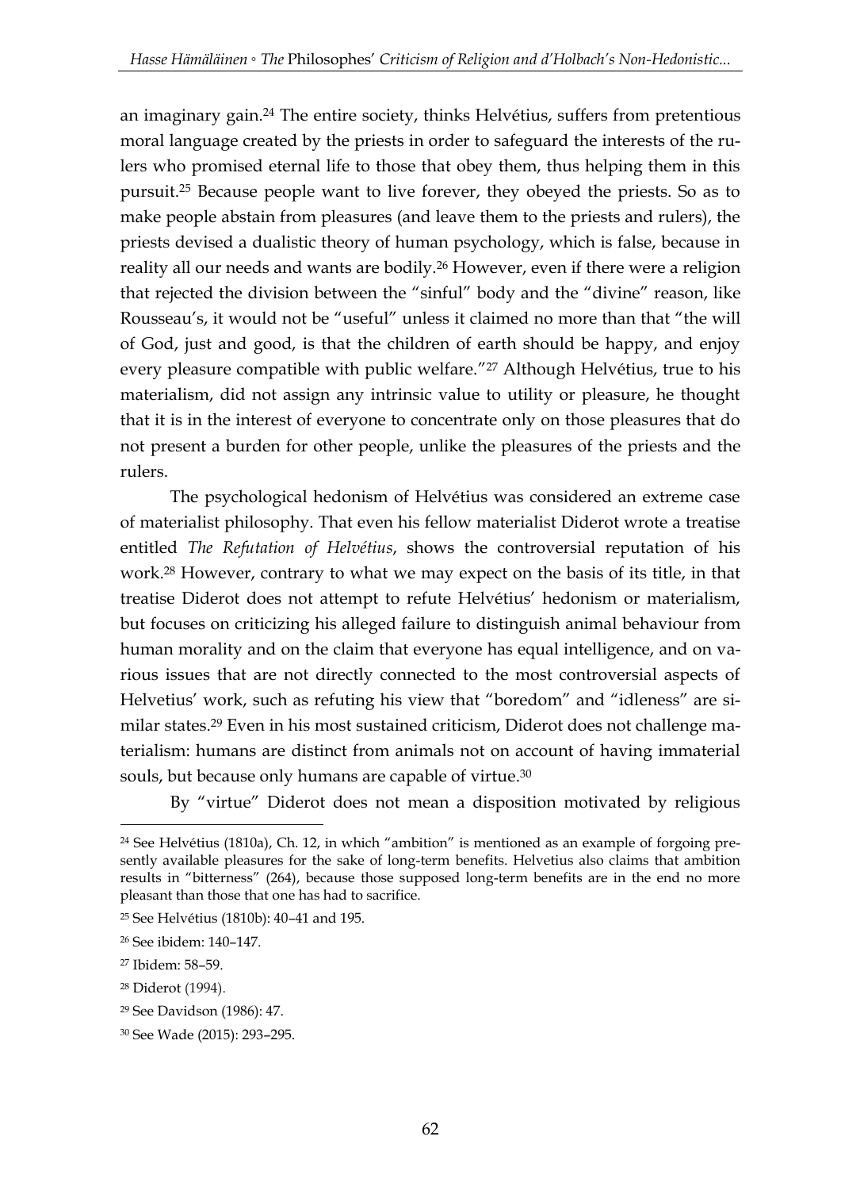an imaginary gain.[24] The entire society, thinks Helvétius, suffers from pretentious moral language created by the priests in order to safeguard the interests of the rulers who promised eternal life to those that obey them, thus helping them in this pursuit.[25] Because people want to live forever, they obeyed the priests. So as to make people abstain from pleasures (and leave them to the priests and rulers), the priests devised a dualistic theory of human psychology, which is false, because in reality all our needs and wants are bodily.[26] However, even if there were a religion that rejected the division between the "sinful" body and the "divine" reason, like Rousseau's, it would not be "useful" unless it claimed no more than that "the will of God, just and good, is that the children of earth should be happy, and enjoy every pleasure compatible with public welfare."[27] Although Helvétius, true to his materialism, did not assign any intrinsic value to utility or pleasure, he thought that it is in the interest of everyone to concentrate only on those pleasures that do not present a burden for other people, unlike the pleasures of the priests and the rulers.

The psychological hedonism of Helvétius was considered an extreme case of materialist philosophy. That even his fellow materialist Diderot wrote a treatise entitled *The Refutation of Helvétius*, shows the controversial reputation of his work.[28] However, contrary to what we may expect on the basis of its title, in that treatise Diderot does not attempt to refute Helvétius' hedonism or materialism, but focuses on criticizing his alleged failure to distinguish animal behaviour from human morality and on the claim that everyone has equal intelligence, and on various issues that are not directly connected to the most controversial aspects of Helvetius' work, such as refuting his view that "boredom" and "idleness" are similar states.[29] Even in his most sustained criticism, Diderot does not challenge materialism: humans are distinct from animals not on account of having immaterial souls, but because only humans are capable of virtue.[30]

By "virtue" Diderot does not mean a disposition motivated by religious

---

[24] See Helvétius (1810a), Ch. 12, in which "ambition" is mentioned as an example of forgoing presently available pleasures for the sake of long-term benefits. Helvetius also claims that ambition results in "bitterness" (264), because those supposed long-term benefits are in the end no more pleasant than those that one has had to sacrifice.

[25] See Helvétius (1810b): 40–41 and 195.

[26] See ibidem: 140–147.

[27] Ibidem: 58–59.

[28] Diderot (1994).

[29] See Davidson (1986): 47.

[30] See Wade (2015): 293–295.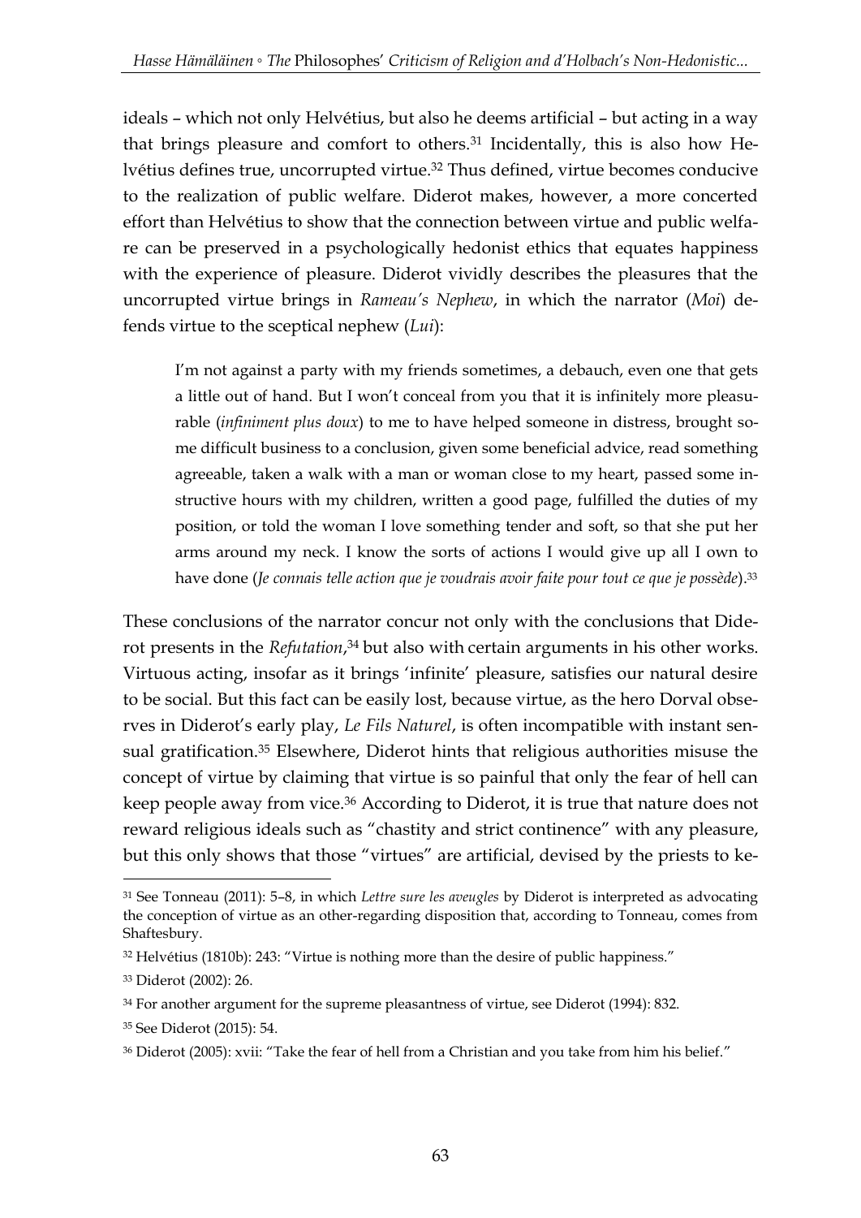ideals – which not only Helvétius, but also he deems artificial – but acting in a way that brings pleasure and comfort to others.[31] Incidentally, this is also how Helvétius defines true, uncorrupted virtue.[32] Thus defined, virtue becomes conducive to the realization of public welfare. Diderot makes, however, a more concerted effort than Helvétius to show that the connection between virtue and public welfare can be preserved in a psychologically hedonist ethics that equates happiness with the experience of pleasure. Diderot vividly describes the pleasures that the uncorrupted virtue brings in *Rameau's Nephew*, in which the narrator (*Moi*) defends virtue to the sceptical nephew (*Lui*):

> I'm not against a party with my friends sometimes, a debauch, even one that gets a little out of hand. But I won't conceal from you that it is infinitely more pleasurable (*infiniment plus doux*) to me to have helped someone in distress, brought some difficult business to a conclusion, given some beneficial advice, read something agreeable, taken a walk with a man or woman close to my heart, passed some instructive hours with my children, written a good page, fulfilled the duties of my position, or told the woman I love something tender and soft, so that she put her arms around my neck. I know the sorts of actions I would give up all I own to have done (*Je connais telle action que je voudrais avoir faite pour tout ce que je possède*).[33]

These conclusions of the narrator concur not only with the conclusions that Diderot presents in the *Refutation*,[34] but also with certain arguments in his other works. Virtuous acting, insofar as it brings 'infinite' pleasure, satisfies our natural desire to be social. But this fact can be easily lost, because virtue, as the hero Dorval observes in Diderot's early play, *Le Fils Naturel*, is often incompatible with instant sensual gratification.[35] Elsewhere, Diderot hints that religious authorities misuse the concept of virtue by claiming that virtue is so painful that only the fear of hell can keep people away from vice.[36] According to Diderot, it is true that nature does not reward religious ideals such as "chastity and strict continence" with any pleasure, but this only shows that those "virtues" are artificial, devised by the priests to ke-

---

[31] See Tonneau (2011): 5–8, in which *Lettre sure les aveugles* by Diderot is interpreted as advocating the conception of virtue as an other-regarding disposition that, according to Tonneau, comes from Shaftesbury.

[32] Helvétius (1810b): 243: "Virtue is nothing more than the desire of public happiness."

[33] Diderot (2002): 26.

[34] For another argument for the supreme pleasantness of virtue, see Diderot (1994): 832.

[35] See Diderot (2015): 54.

[36] Diderot (2005): xvii: "Take the fear of hell from a Christian and you take from him his belief."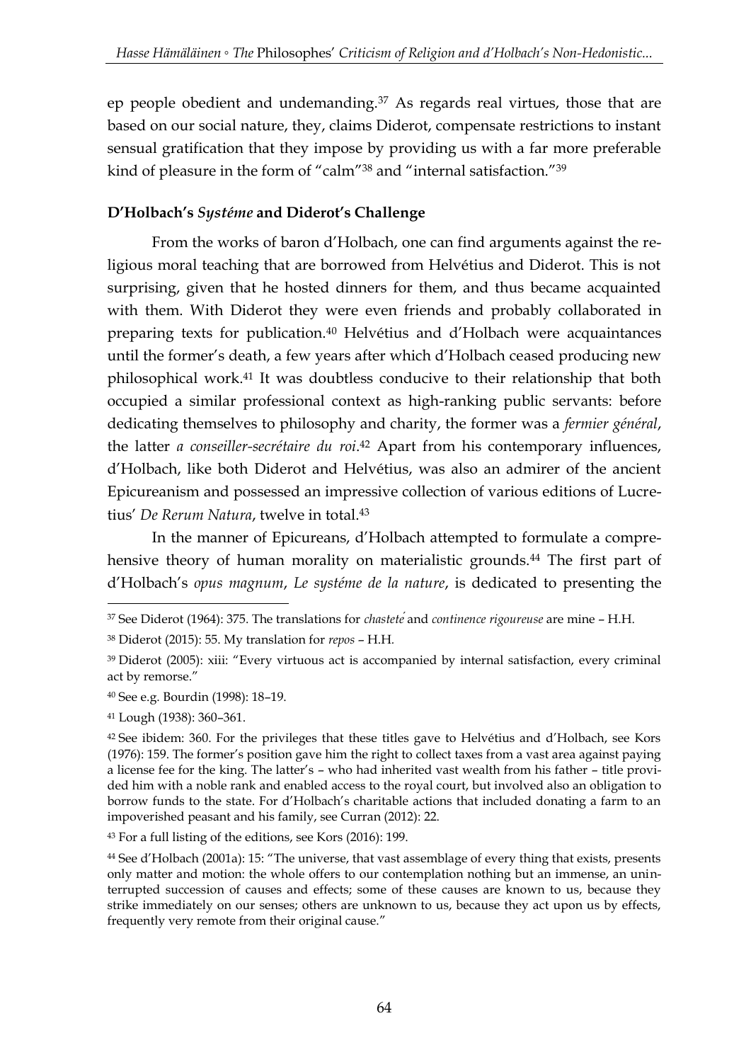ep people obedient and undemanding.[37] As regards real virtues, those that are based on our social nature, they, claims Diderot, compensate restrictions to instant sensual gratification that they impose by providing us with a far more preferable kind of pleasure in the form of "calm"[38] and "internal satisfaction."[39]

## D'Holbach's *Systéme* and Diderot's Challenge

From the works of baron d'Holbach, one can find arguments against the religious moral teaching that are borrowed from Helvétius and Diderot. This is not surprising, given that he hosted dinners for them, and thus became acquainted with them. With Diderot they were even friends and probably collaborated in preparing texts for publication.[40] Helvétius and d'Holbach were acquaintances until the former's death, a few years after which d'Holbach ceased producing new philosophical work.[41] It was doubtless conducive to their relationship that both occupied a similar professional context as high-ranking public servants: before dedicating themselves to philosophy and charity, the former was a *fermier général*, the latter *a conseiller-secrétaire du roi*.[42] Apart from his contemporary influences, d'Holbach, like both Diderot and Helvétius, was also an admirer of the ancient Epicureanism and possessed an impressive collection of various editions of Lucretius' *De Rerum Natura*, twelve in total.[43]

In the manner of Epicureans, d'Holbach attempted to formulate a comprehensive theory of human morality on materialistic grounds.[44] The first part of d'Holbach's *opus magnum*, *Le systéme de la nature*, is dedicated to presenting the

---

[37] See Diderot (1964): 375. The translations for *chasteté* and *continence rigoureuse* are mine – H.H.

[38] Diderot (2015): 55. My translation for *repos* – H.H.

[39] Diderot (2005): xiii: "Every virtuous act is accompanied by internal satisfaction, every criminal act by remorse."

[40] See e.g. Bourdin (1998): 18–19.

[41] Lough (1938): 360–361.

[42] See ibidem: 360. For the privileges that these titles gave to Helvétius and d'Holbach, see Kors (1976): 159. The former's position gave him the right to collect taxes from a vast area against paying a license fee for the king. The latter's – who had inherited vast wealth from his father – title provided him with a noble rank and enabled access to the royal court, but involved also an obligation to borrow funds to the state. For d'Holbach's charitable actions that included donating a farm to an impoverished peasant and his family, see Curran (2012): 22.

[43] For a full listing of the editions, see Kors (2016): 199.

[44] See d'Holbach (2001a): 15: "The universe, that vast assemblage of every thing that exists, presents only matter and motion: the whole offers to our contemplation nothing but an immense, an uninterrupted succession of causes and effects; some of these causes are known to us, because they strike immediately on our senses; others are unknown to us, because they act upon us by effects, frequently very remote from their original cause."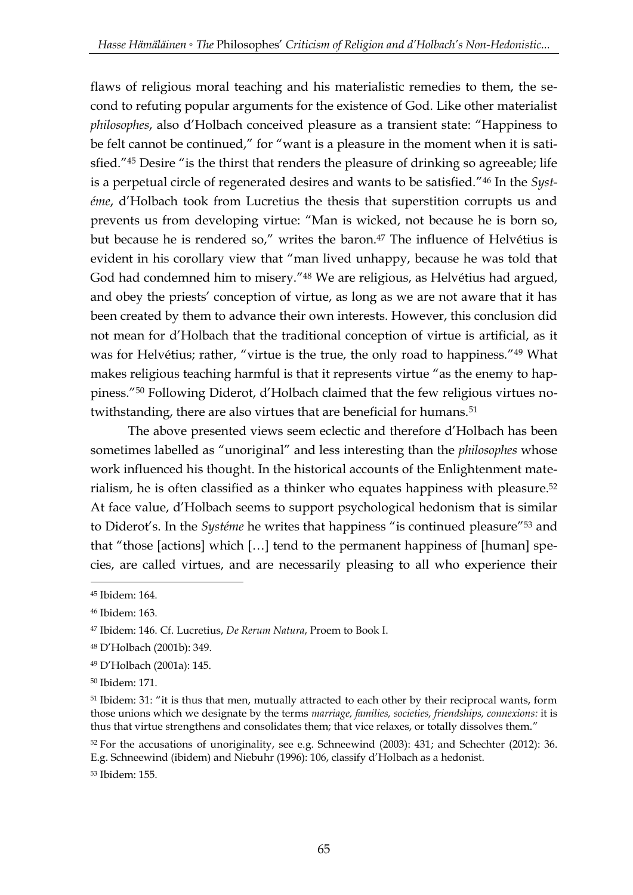flaws of religious moral teaching and his materialistic remedies to them, the second to refuting popular arguments for the existence of God. Like other materialist *philosophes*, also d'Holbach conceived pleasure as a transient state: "Happiness to be felt cannot be continued," for "want is a pleasure in the moment when it is satisfied."[45] Desire "is the thirst that renders the pleasure of drinking so agreeable; life is a perpetual circle of regenerated desires and wants to be satisfied."[46] In the *Systéme*, d'Holbach took from Lucretius the thesis that superstition corrupts us and prevents us from developing virtue: "Man is wicked, not because he is born so, but because he is rendered so," writes the baron.[47] The influence of Helvétius is evident in his corollary view that "man lived unhappy, because he was told that God had condemned him to misery."[48] We are religious, as Helvétius had argued, and obey the priests' conception of virtue, as long as we are not aware that it has been created by them to advance their own interests. However, this conclusion did not mean for d'Holbach that the traditional conception of virtue is artificial, as it was for Helvétius; rather, "virtue is the true, the only road to happiness."[49] What makes religious teaching harmful is that it represents virtue "as the enemy to happiness."[50] Following Diderot, d'Holbach claimed that the few religious virtues notwithstanding, there are also virtues that are beneficial for humans.[51]

The above presented views seem eclectic and therefore d'Holbach has been sometimes labelled as "unoriginal" and less interesting than the *philosophes* whose work influenced his thought. In the historical accounts of the Enlightenment materialism, he is often classified as a thinker who equates happiness with pleasure.[52] At face value, d'Holbach seems to support psychological hedonism that is similar to Diderot's. In the *Systéme* he writes that happiness "is continued pleasure"[53] and that "those [actions] which […] tend to the permanent happiness of [human] species, are called virtues, and are necessarily pleasing to all who experience their

---

[45] Ibidem: 164.

[46] Ibidem: 163.

[47] Ibidem: 146. Cf. Lucretius, *De Rerum Natura*, Proem to Book I.

[48] D'Holbach (2001b): 349.

[49] D'Holbach (2001a): 145.

[50] Ibidem: 171.

[51] Ibidem: 31: "it is thus that men, mutually attracted to each other by their reciprocal wants, form those unions which we designate by the terms *marriage, families, societies, friendships, connexions:* it is thus that virtue strengthens and consolidates them; that vice relaxes, or totally dissolves them."

[52] For the accusations of unoriginality, see e.g. Schneewind (2003): 431; and Schechter (2012): 36. E.g. Schneewind (ibidem) and Niebuhr (1996): 106, classify d'Holbach as a hedonist.

[53] Ibidem: 155.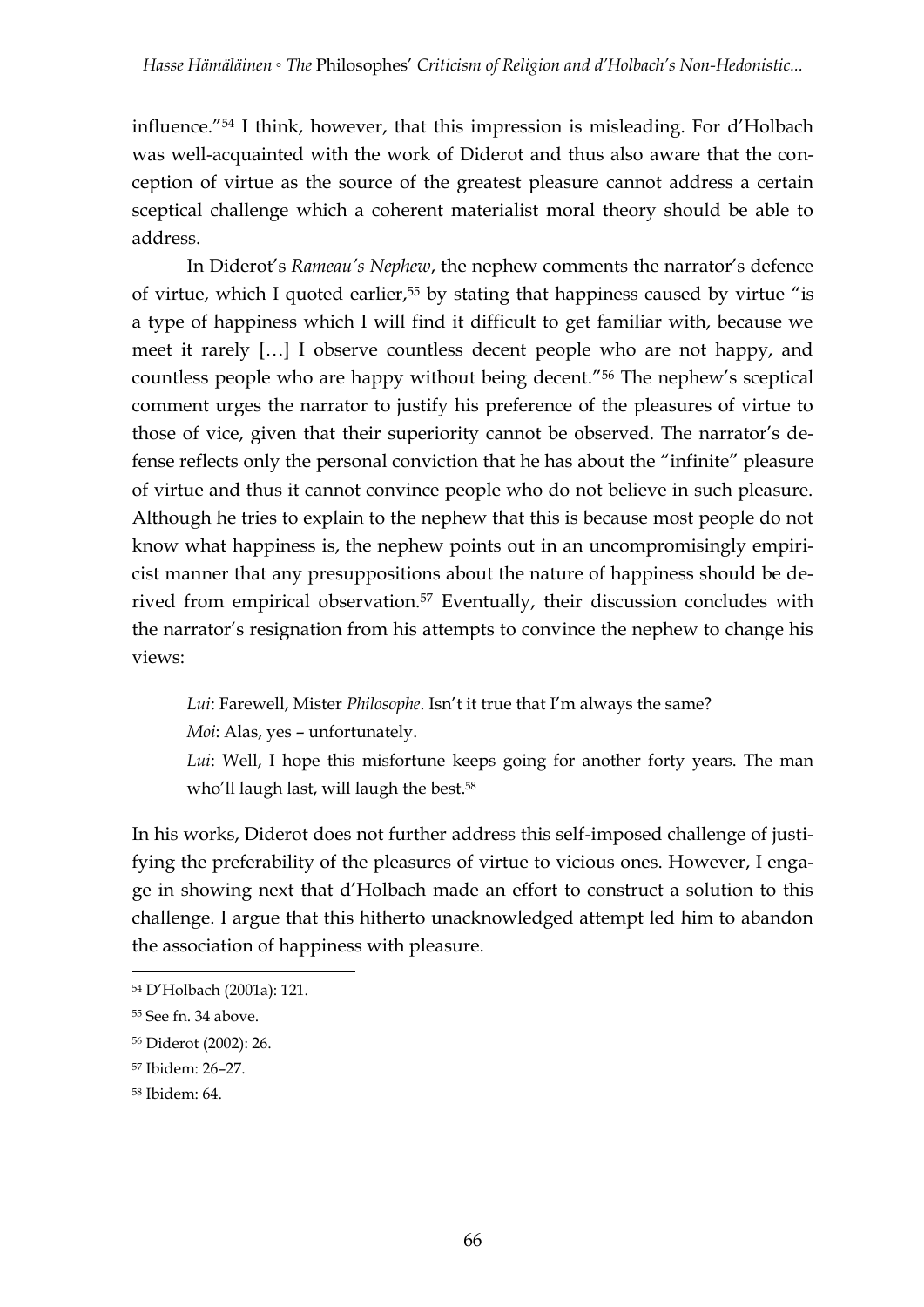influence."[54] I think, however, that this impression is misleading. For d'Holbach was well-acquainted with the work of Diderot and thus also aware that the conception of virtue as the source of the greatest pleasure cannot address a certain sceptical challenge which a coherent materialist moral theory should be able to address.

In Diderot's *Rameau's Nephew*, the nephew comments the narrator's defence of virtue, which I quoted earlier,[55] by stating that happiness caused by virtue "is a type of happiness which I will find it difficult to get familiar with, because we meet it rarely […] I observe countless decent people who are not happy, and countless people who are happy without being decent."[56] The nephew's sceptical comment urges the narrator to justify his preference of the pleasures of virtue to those of vice, given that their superiority cannot be observed. The narrator's defense reflects only the personal conviction that he has about the "infinite" pleasure of virtue and thus it cannot convince people who do not believe in such pleasure. Although he tries to explain to the nephew that this is because most people do not know what happiness is, the nephew points out in an uncompromisingly empiricist manner that any presuppositions about the nature of happiness should be derived from empirical observation.[57] Eventually, their discussion concludes with the narrator's resignation from his attempts to convince the nephew to change his views:

> *Lui*: Farewell, Mister *Philosophe*. Isn't it true that I'm always the same?
>
> *Moi*: Alas, yes – unfortunately.
>
> *Lui*: Well, I hope this misfortune keeps going for another forty years. The man who'll laugh last, will laugh the best.[58]

In his works, Diderot does not further address this self-imposed challenge of justifying the preferability of the pleasures of virtue to vicious ones. However, I engage in showing next that d'Holbach made an effort to construct a solution to this challenge. I argue that this hitherto unacknowledged attempt led him to abandon the association of happiness with pleasure.

---

[54] D'Holbach (2001a): 121.

[55] See fn. 34 above.

[56] Diderot (2002): 26.

[57] Ibidem: 26–27.

[58] Ibidem: 64.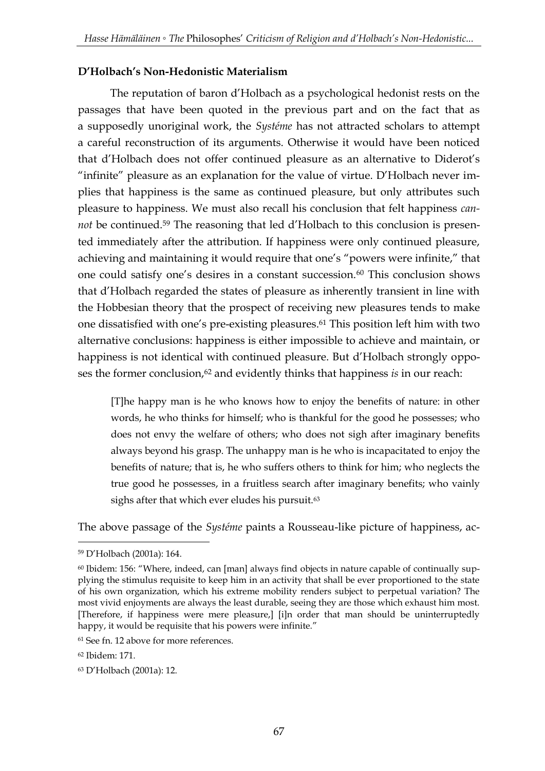**D'Holbach's Non-Hedonistic Materialism**

The reputation of baron d'Holbach as a psychological hedonist rests on the passages that have been quoted in the previous part and on the fact that as a supposedly unoriginal work, the *Systéme* has not attracted scholars to attempt a careful reconstruction of its arguments. Otherwise it would have been noticed that d'Holbach does not offer continued pleasure as an alternative to Diderot's "infinite" pleasure as an explanation for the value of virtue. D'Holbach never implies that happiness is the same as continued pleasure, but only attributes such pleasure to happiness. We must also recall his conclusion that felt happiness *cannot* be continued.[59] The reasoning that led d'Holbach to this conclusion is presented immediately after the attribution. If happiness were only continued pleasure, achieving and maintaining it would require that one's "powers were infinite," that one could satisfy one's desires in a constant succession.[60] This conclusion shows that d'Holbach regarded the states of pleasure as inherently transient in line with the Hobbesian theory that the prospect of receiving new pleasures tends to make one dissatisfied with one's pre-existing pleasures.[61] This position left him with two alternative conclusions: happiness is either impossible to achieve and maintain, or happiness is not identical with continued pleasure. But d'Holbach strongly opposes the former conclusion,[62] and evidently thinks that happiness *is* in our reach:

> [T]he happy man is he who knows how to enjoy the benefits of nature: in other words, he who thinks for himself; who is thankful for the good he possesses; who does not envy the welfare of others; who does not sigh after imaginary benefits always beyond his grasp. The unhappy man is he who is incapacitated to enjoy the benefits of nature; that is, he who suffers others to think for him; who neglects the true good he possesses, in a fruitless search after imaginary benefits; who vainly sighs after that which ever eludes his pursuit.[63]

The above passage of the *Systéme* paints a Rousseau-like picture of happiness, ac-

---

[59] D'Holbach (2001a): 164.

[60] Ibidem: 156: "Where, indeed, can [man] always find objects in nature capable of continually supplying the stimulus requisite to keep him in an activity that shall be ever proportioned to the state of his own organization, which his extreme mobility renders subject to perpetual variation? The most vivid enjoyments are always the least durable, seeing they are those which exhaust him most. [Therefore, if happiness were mere pleasure,] [i]n order that man should be uninterruptedly happy, it would be requisite that his powers were infinite."

[61] See fn. 12 above for more references.

[62] Ibidem: 171.

[63] D'Holbach (2001a): 12.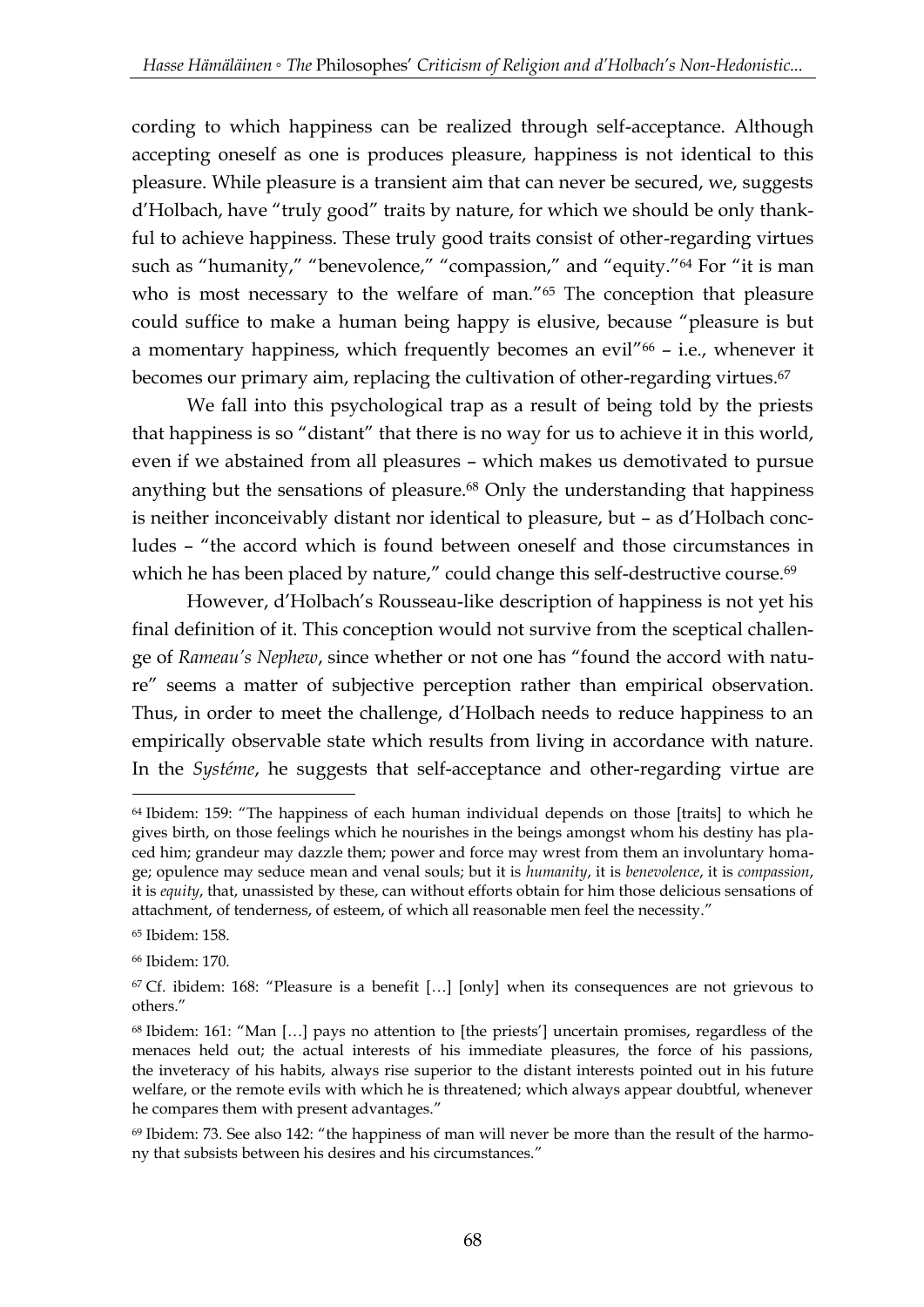cording to which happiness can be realized through self-acceptance. Although accepting oneself as one is produces pleasure, happiness is not identical to this pleasure. While pleasure is a transient aim that can never be secured, we, suggests d'Holbach, have "truly good" traits by nature, for which we should be only thankful to achieve happiness. These truly good traits consist of other-regarding virtues such as "humanity," "benevolence," "compassion," and "equity."[64] For "it is man who is most necessary to the welfare of man."[65] The conception that pleasure could suffice to make a human being happy is elusive, because "pleasure is but a momentary happiness, which frequently becomes an evil"[66] – i.e., whenever it becomes our primary aim, replacing the cultivation of other-regarding virtues.[67]

We fall into this psychological trap as a result of being told by the priests that happiness is so "distant" that there is no way for us to achieve it in this world, even if we abstained from all pleasures – which makes us demotivated to pursue anything but the sensations of pleasure.[68] Only the understanding that happiness is neither inconceivably distant nor identical to pleasure, but – as d'Holbach concludes – "the accord which is found between oneself and those circumstances in which he has been placed by nature," could change this self-destructive course.[69]

However, d'Holbach's Rousseau-like description of happiness is not yet his final definition of it. This conception would not survive from the sceptical challenge of *Rameau's Nephew*, since whether or not one has "found the accord with nature" seems a matter of subjective perception rather than empirical observation. Thus, in order to meet the challenge, d'Holbach needs to reduce happiness to an empirically observable state which results from living in accordance with nature. In the *Systéme*, he suggests that self-acceptance and other-regarding virtue are

---

[64] Ibidem: 159: "The happiness of each human individual depends on those [traits] to which he gives birth, on those feelings which he nourishes in the beings amongst whom his destiny has placed him; grandeur may dazzle them; power and force may wrest from them an involuntary homage; opulence may seduce mean and venal souls; but it is *humanity*, it is *benevolence*, it is *compassion*, it is *equity*, that, unassisted by these, can without efforts obtain for him those delicious sensations of attachment, of tenderness, of esteem, of which all reasonable men feel the necessity."

[65] Ibidem: 158.

[66] Ibidem: 170.

[67] Cf. ibidem: 168: "Pleasure is a benefit […] [only] when its consequences are not grievous to others."

[68] Ibidem: 161: "Man […] pays no attention to [the priests'] uncertain promises, regardless of the menaces held out; the actual interests of his immediate pleasures, the force of his passions, the inveteracy of his habits, always rise superior to the distant interests pointed out in his future welfare, or the remote evils with which he is threatened; which always appear doubtful, whenever he compares them with present advantages."

[69] Ibidem: 73. See also 142: "the happiness of man will never be more than the result of the harmony that subsists between his desires and his circumstances."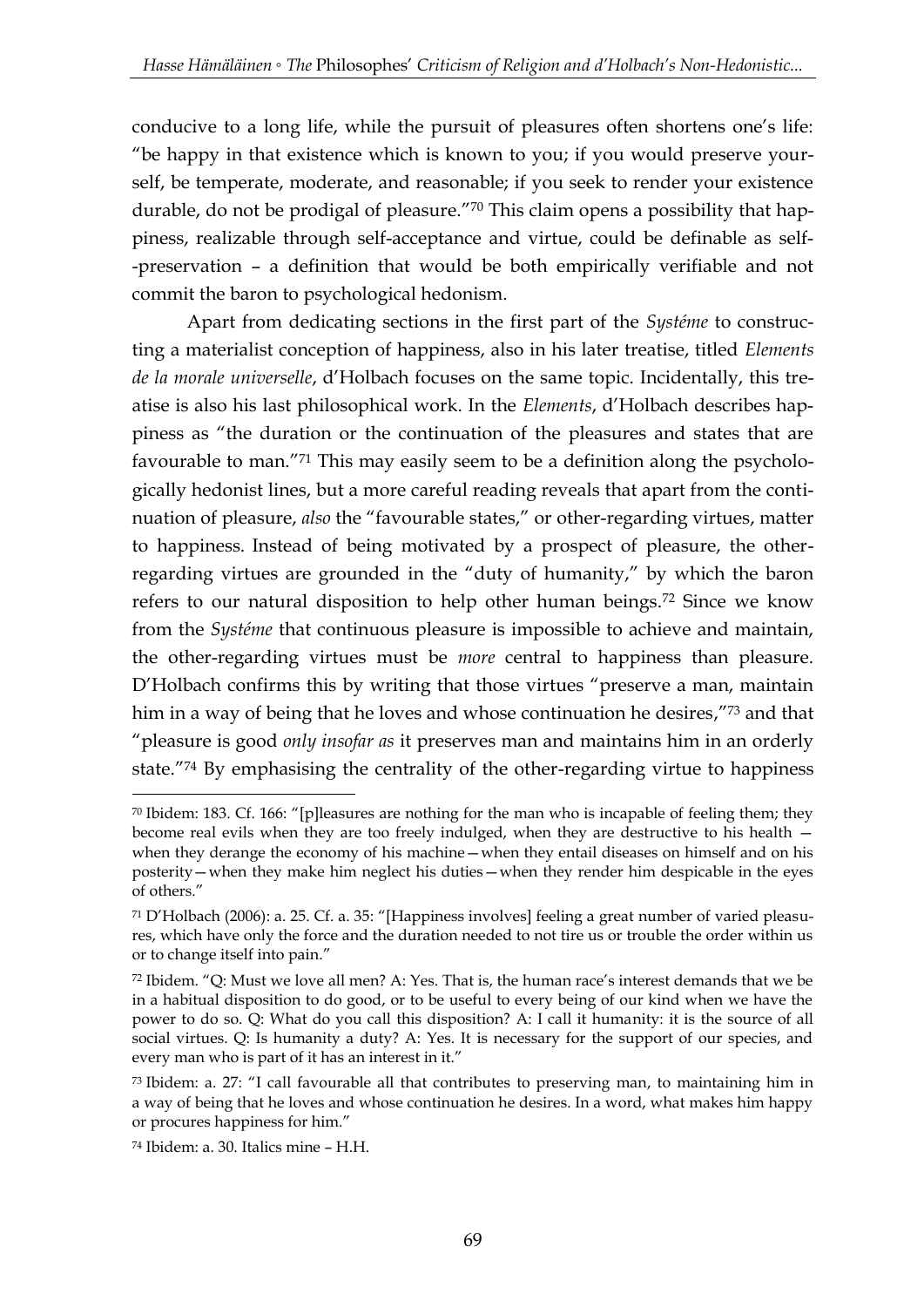conducive to a long life, while the pursuit of pleasures often shortens one's life: "be happy in that existence which is known to you; if you would preserve yourself, be temperate, moderate, and reasonable; if you seek to render your existence durable, do not be prodigal of pleasure."[70] This claim opens a possibility that happiness, realizable through self-acceptance and virtue, could be definable as self--preservation – a definition that would be both empirically verifiable and not commit the baron to psychological hedonism.

Apart from dedicating sections in the first part of the *Systéme* to constructing a materialist conception of happiness, also in his later treatise, titled *Elements de la morale universelle*, d'Holbach focuses on the same topic. Incidentally, this treatise is also his last philosophical work. In the *Elements*, d'Holbach describes happiness as "the duration or the continuation of the pleasures and states that are favourable to man."[71] This may easily seem to be a definition along the psychologically hedonist lines, but a more careful reading reveals that apart from the continuation of pleasure, *also* the "favourable states," or other-regarding virtues, matter to happiness. Instead of being motivated by a prospect of pleasure, the other-regarding virtues are grounded in the "duty of humanity," by which the baron refers to our natural disposition to help other human beings.[72] Since we know from the *Systéme* that continuous pleasure is impossible to achieve and maintain, the other-regarding virtues must be *more* central to happiness than pleasure. D'Holbach confirms this by writing that those virtues "preserve a man, maintain him in a way of being that he loves and whose continuation he desires,"[73] and that "pleasure is good *only insofar as* it preserves man and maintains him in an orderly state."[74] By emphasising the centrality of the other-regarding virtue to happiness

---

[70] Ibidem: 183. Cf. 166: "[p]leasures are nothing for the man who is incapable of feeling them; they become real evils when they are too freely indulged, when they are destructive to his health — when they derange the economy of his machine—when they entail diseases on himself and on his posterity—when they make him neglect his duties—when they render him despicable in the eyes of others."

[71] D'Holbach (2006): a. 25. Cf. a. 35: "[Happiness involves] feeling a great number of varied pleasures, which have only the force and the duration needed to not tire us or trouble the order within us or to change itself into pain."

[72] Ibidem. "Q: Must we love all men? A: Yes. That is, the human race's interest demands that we be in a habitual disposition to do good, or to be useful to every being of our kind when we have the power to do so. Q: What do you call this disposition? A: I call it humanity: it is the source of all social virtues. Q: Is humanity a duty? A: Yes. It is necessary for the support of our species, and every man who is part of it has an interest in it."

[73] Ibidem: a. 27: "I call favourable all that contributes to preserving man, to maintaining him in a way of being that he loves and whose continuation he desires. In a word, what makes him happy or procures happiness for him."

[74] Ibidem: a. 30. Italics mine – H.H.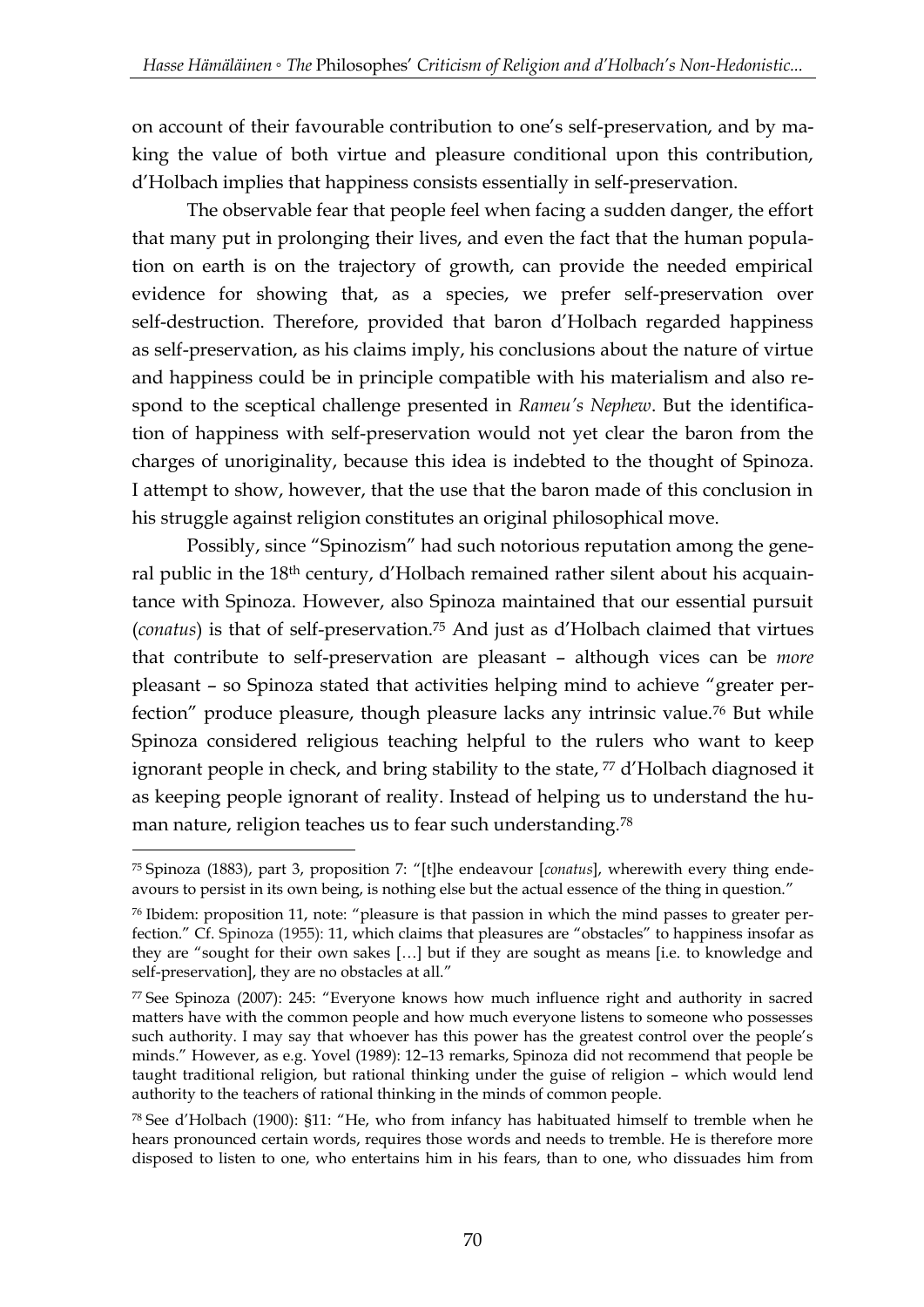on account of their favourable contribution to one's self-preservation, and by making the value of both virtue and pleasure conditional upon this contribution, d'Holbach implies that happiness consists essentially in self-preservation.

The observable fear that people feel when facing a sudden danger, the effort that many put in prolonging their lives, and even the fact that the human population on earth is on the trajectory of growth, can provide the needed empirical evidence for showing that, as a species, we prefer self-preservation over self-destruction. Therefore, provided that baron d'Holbach regarded happiness as self-preservation, as his claims imply, his conclusions about the nature of virtue and happiness could be in principle compatible with his materialism and also respond to the sceptical challenge presented in *Rameu's Nephew*. But the identification of happiness with self-preservation would not yet clear the baron from the charges of unoriginality, because this idea is indebted to the thought of Spinoza. I attempt to show, however, that the use that the baron made of this conclusion in his struggle against religion constitutes an original philosophical move.

Possibly, since "Spinozism" had such notorious reputation among the general public in the 18th century, d'Holbach remained rather silent about his acquaintance with Spinoza. However, also Spinoza maintained that our essential pursuit (*conatus*) is that of self-preservation.[75] And just as d'Holbach claimed that virtues that contribute to self-preservation are pleasant – although vices can be *more* pleasant – so Spinoza stated that activities helping mind to achieve "greater perfection" produce pleasure, though pleasure lacks any intrinsic value.[76] But while Spinoza considered religious teaching helpful to the rulers who want to keep ignorant people in check, and bring stability to the state, [77] d'Holbach diagnosed it as keeping people ignorant of reality. Instead of helping us to understand the human nature, religion teaches us to fear such understanding.[78]

---

[75] Spinoza (1883), part 3, proposition 7: "[t]he endeavour [*conatus*], wherewith every thing endeavours to persist in its own being, is nothing else but the actual essence of the thing in question."

[76] Ibidem: proposition 11, note: "pleasure is that passion in which the mind passes to greater perfection." Cf. Spinoza (1955): 11, which claims that pleasures are "obstacles" to happiness insofar as they are "sought for their own sakes […] but if they are sought as means [i.e. to knowledge and self-preservation], they are no obstacles at all."

[77] See Spinoza (2007): 245: "Everyone knows how much influence right and authority in sacred matters have with the common people and how much everyone listens to someone who possesses such authority. I may say that whoever has this power has the greatest control over the people's minds." However, as e.g. Yovel (1989): 12–13 remarks, Spinoza did not recommend that people be taught traditional religion, but rational thinking under the guise of religion – which would lend authority to the teachers of rational thinking in the minds of common people.

[78] See d'Holbach (1900): §11: "He, who from infancy has habituated himself to tremble when he hears pronounced certain words, requires those words and needs to tremble. He is therefore more disposed to listen to one, who entertains him in his fears, than to one, who dissuades him from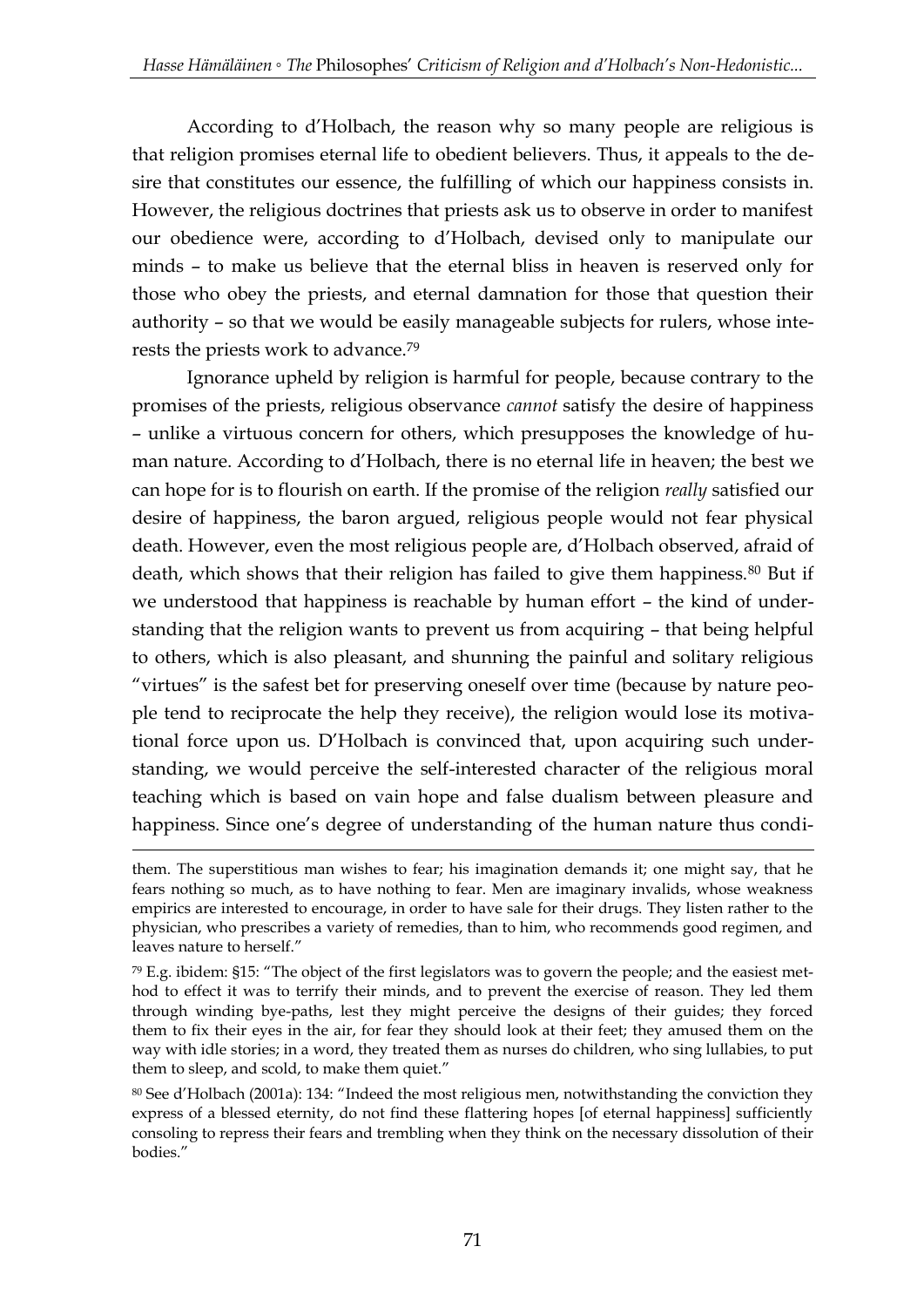According to d'Holbach, the reason why so many people are religious is that religion promises eternal life to obedient believers. Thus, it appeals to the desire that constitutes our essence, the fulfilling of which our happiness consists in. However, the religious doctrines that priests ask us to observe in order to manifest our obedience were, according to d'Holbach, devised only to manipulate our minds – to make us believe that the eternal bliss in heaven is reserved only for those who obey the priests, and eternal damnation for those that question their authority – so that we would be easily manageable subjects for rulers, whose interests the priests work to advance.[79]

Ignorance upheld by religion is harmful for people, because contrary to the promises of the priests, religious observance *cannot* satisfy the desire of happiness – unlike a virtuous concern for others, which presupposes the knowledge of human nature. According to d'Holbach, there is no eternal life in heaven; the best we can hope for is to flourish on earth. If the promise of the religion *really* satisfied our desire of happiness, the baron argued, religious people would not fear physical death. However, even the most religious people are, d'Holbach observed, afraid of death, which shows that their religion has failed to give them happiness.[80] But if we understood that happiness is reachable by human effort – the kind of understanding that the religion wants to prevent us from acquiring – that being helpful to others, which is also pleasant, and shunning the painful and solitary religious "virtues" is the safest bet for preserving oneself over time (because by nature people tend to reciprocate the help they receive), the religion would lose its motivational force upon us. D'Holbach is convinced that, upon acquiring such understanding, we would perceive the self-interested character of the religious moral teaching which is based on vain hope and false dualism between pleasure and happiness. Since one's degree of understanding of the human nature thus condi-

them. The superstitious man wishes to fear; his imagination demands it; one might say, that he fears nothing so much, as to have nothing to fear. Men are imaginary invalids, whose weakness empirics are interested to encourage, in order to have sale for their drugs. They listen rather to the physician, who prescribes a variety of remedies, than to him, who recommends good regimen, and leaves nature to herself."

[79] E.g. ibidem: §15: "The object of the first legislators was to govern the people; and the easiest method to effect it was to terrify their minds, and to prevent the exercise of reason. They led them through winding bye-paths, lest they might perceive the designs of their guides; they forced them to fix their eyes in the air, for fear they should look at their feet; they amused them on the way with idle stories; in a word, they treated them as nurses do children, who sing lullabies, to put them to sleep, and scold, to make them quiet."

[80] See d'Holbach (2001a): 134: "Indeed the most religious men, notwithstanding the conviction they express of a blessed eternity, do not find these flattering hopes [of eternal happiness] sufficiently consoling to repress their fears and trembling when they think on the necessary dissolution of their bodies."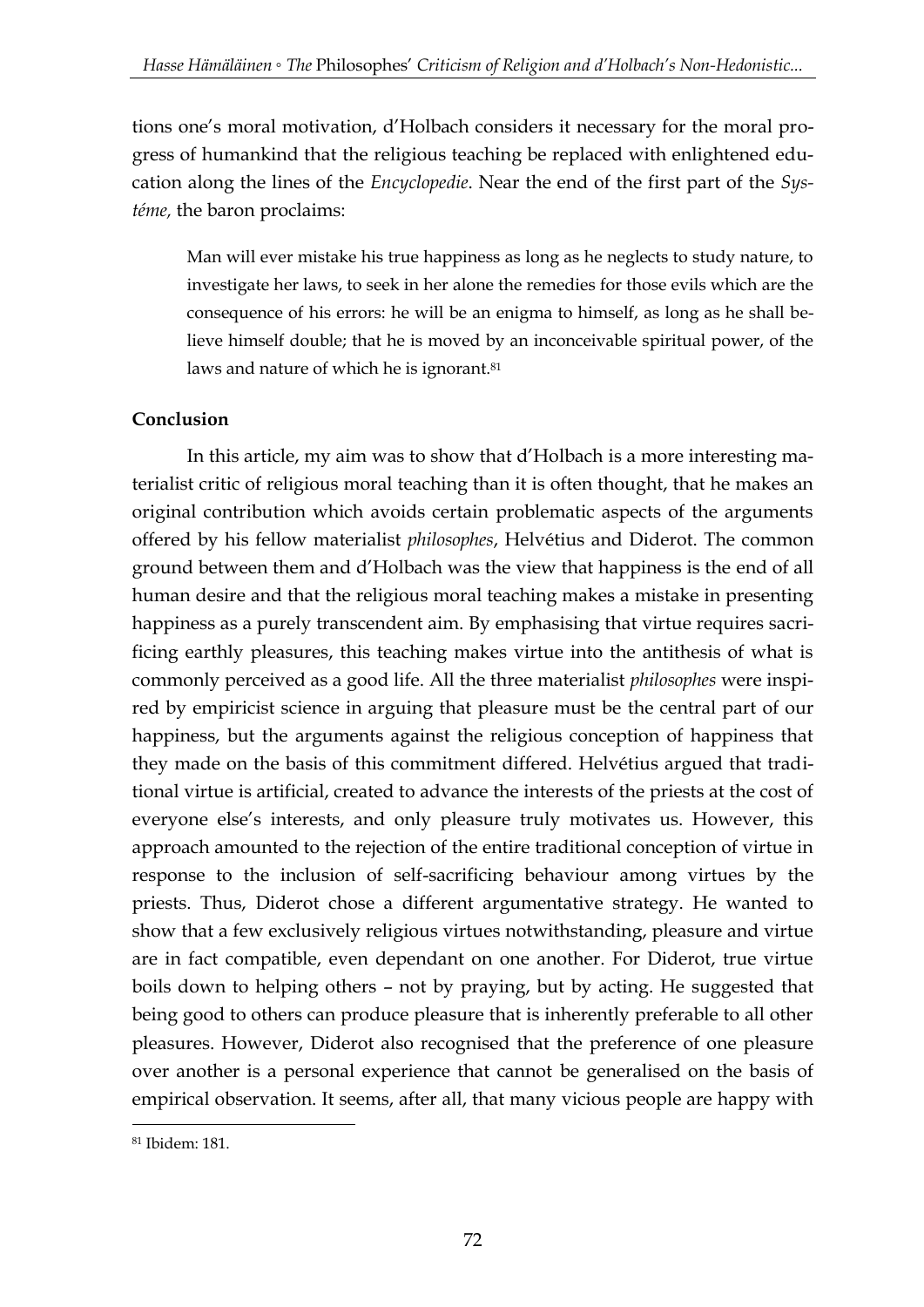tions one's moral motivation, d'Holbach considers it necessary for the moral progress of humankind that the religious teaching be replaced with enlightened education along the lines of the *Encyclopedie*. Near the end of the first part of the *Systéme,* the baron proclaims:

> Man will ever mistake his true happiness as long as he neglects to study nature, to investigate her laws, to seek in her alone the remedies for those evils which are the consequence of his errors: he will be an enigma to himself, as long as he shall believe himself double; that he is moved by an inconceivable spiritual power, of the laws and nature of which he is ignorant.[81]

**Conclusion**

In this article, my aim was to show that d'Holbach is a more interesting materialist critic of religious moral teaching than it is often thought, that he makes an original contribution which avoids certain problematic aspects of the arguments offered by his fellow materialist *philosophes*, Helvétius and Diderot. The common ground between them and d'Holbach was the view that happiness is the end of all human desire and that the religious moral teaching makes a mistake in presenting happiness as a purely transcendent aim. By emphasising that virtue requires sacrificing earthly pleasures, this teaching makes virtue into the antithesis of what is commonly perceived as a good life. All the three materialist *philosophes* were inspired by empiricist science in arguing that pleasure must be the central part of our happiness, but the arguments against the religious conception of happiness that they made on the basis of this commitment differed. Helvétius argued that traditional virtue is artificial, created to advance the interests of the priests at the cost of everyone else's interests, and only pleasure truly motivates us. However, this approach amounted to the rejection of the entire traditional conception of virtue in response to the inclusion of self-sacrificing behaviour among virtues by the priests. Thus, Diderot chose a different argumentative strategy. He wanted to show that a few exclusively religious virtues notwithstanding, pleasure and virtue are in fact compatible, even dependant on one another. For Diderot, true virtue boils down to helping others – not by praying, but by acting. He suggested that being good to others can produce pleasure that is inherently preferable to all other pleasures. However, Diderot also recognised that the preference of one pleasure over another is a personal experience that cannot be generalised on the basis of empirical observation. It seems, after all, that many vicious people are happy with

[81] Ibidem: 181.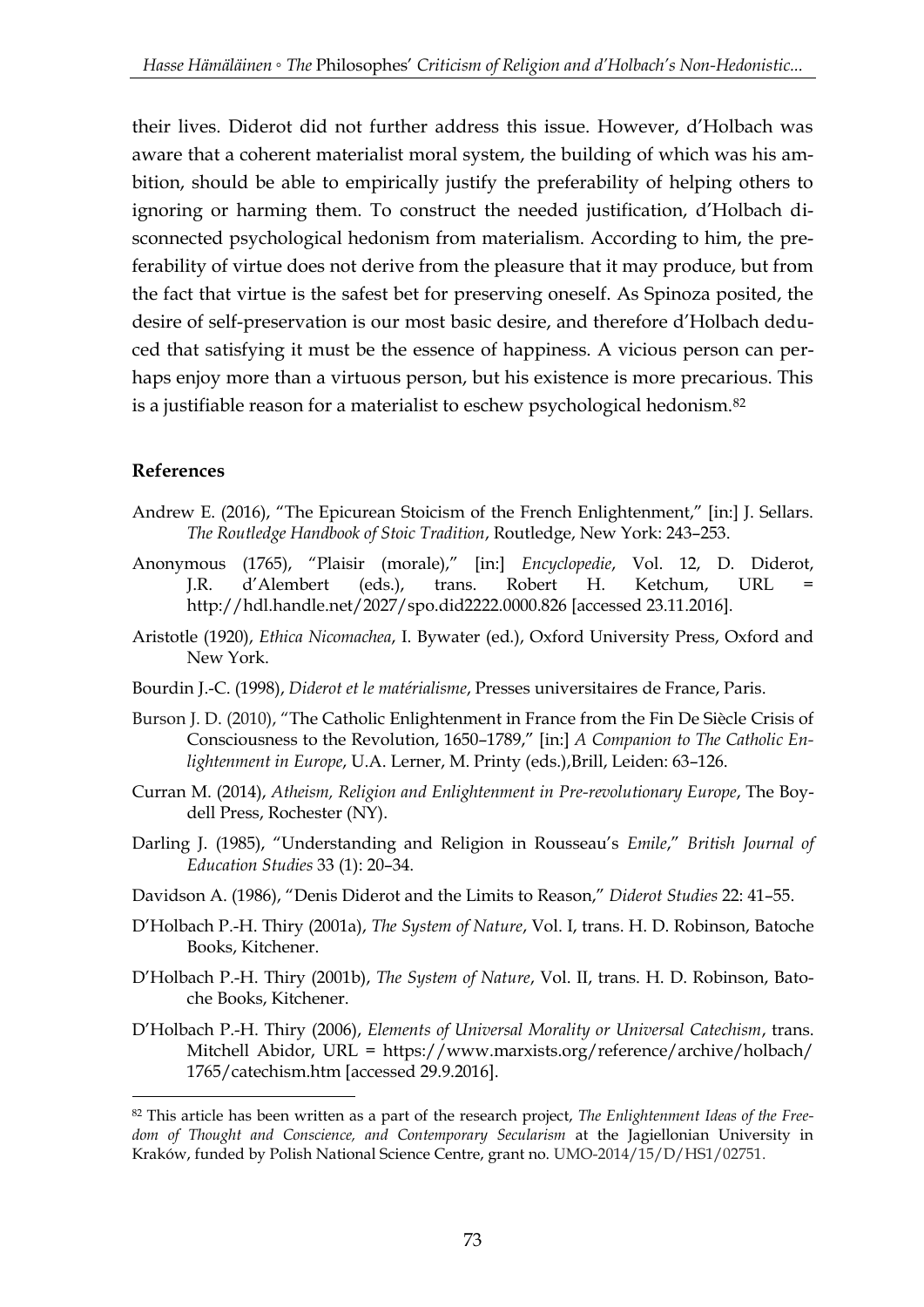their lives. Diderot did not further address this issue. However, d'Holbach was aware that a coherent materialist moral system, the building of which was his ambition, should be able to empirically justify the preferability of helping others to ignoring or harming them. To construct the needed justification, d'Holbach disconnected psychological hedonism from materialism. According to him, the preferability of virtue does not derive from the pleasure that it may produce, but from the fact that virtue is the safest bet for preserving oneself. As Spinoza posited, the desire of self-preservation is our most basic desire, and therefore d'Holbach deduced that satisfying it must be the essence of happiness. A vicious person can perhaps enjoy more than a virtuous person, but his existence is more precarious. This is a justifiable reason for a materialist to eschew psychological hedonism.[82]

### References

Andrew E. (2016), "The Epicurean Stoicism of the French Enlightenment," [in:] J. Sellars. *The Routledge Handbook of Stoic Tradition*, Routledge, New York: 243–253.

Anonymous (1765), "Plaisir (morale)," [in:] *Encyclopedie*, Vol. 12, D. Diderot, J.R. d'Alembert (eds.), trans. Robert H. Ketchum, URL = http://hdl.handle.net/2027/spo.did2222.0000.826 [accessed 23.11.2016].

Aristotle (1920), *Ethica Nicomachea*, I. Bywater (ed.), Oxford University Press, Oxford and New York.

Bourdin J.-C. (1998), *Diderot et le matérialisme*, Presses universitaires de France, Paris.

Burson J. D. (2010), "The Catholic Enlightenment in France from the Fin De Siècle Crisis of Consciousness to the Revolution, 1650–1789," [in:] *A Companion to The Catholic Enlightenment in Europe*, U.A. Lerner, M. Printy (eds.),Brill, Leiden: 63–126.

Curran M. (2014), *Atheism, Religion and Enlightenment in Pre-revolutionary Europe*, The Boydell Press, Rochester (NY).

Darling J. (1985), "Understanding and Religion in Rousseau's *Emile*," *British Journal of Education Studies* 33 (1): 20–34.

Davidson A. (1986), "Denis Diderot and the Limits to Reason," *Diderot Studies* 22: 41–55.

D'Holbach P.-H. Thiry (2001a), *The System of Nature*, Vol. I, trans. H. D. Robinson, Batoche Books, Kitchener.

D'Holbach P.-H. Thiry (2001b), *The System of Nature*, Vol. II, trans. H. D. Robinson, Batoche Books, Kitchener.

D'Holbach P.-H. Thiry (2006), *Elements of Universal Morality or Universal Catechism*, trans. Mitchell Abidor, URL = https://www.marxists.org/reference/archive/holbach/1765/catechism.htm [accessed 29.9.2016].

---

[82] This article has been written as a part of the research project, *The Enlightenment Ideas of the Freedom of Thought and Conscience, and Contemporary Secularism* at the Jagiellonian University in Kraków, funded by Polish National Science Centre, grant no. UMO-2014/15/D/HS1/02751.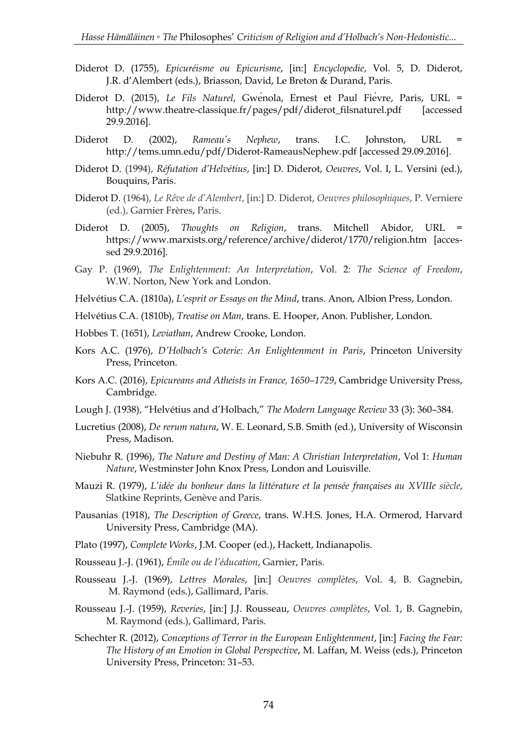Diderot D. (1755), *Epicuréisme ou Epicurisme*, [in:] *Encyclopedie*, Vol. 5, D. Diderot, J.R. d'Alembert (eds.), Briasson, David, Le Breton & Durand, Paris.

Diderot D. (2015), *Le Fils Naturel*, Gwénola, Ernest et Paul Fièvre, Paris, URL = http://www.theatre-classique.fr/pages/pdf/diderot_filsnaturel.pdf [accessed 29.9.2016].

Diderot D. (2002), *Rameau's Nephew*, trans. I.C. Johnston, URL = http://tems.umn.edu/pdf/Diderot-RameausNephew.pdf [accessed 29.09.2016].

Diderot D. (1994), *Réfutation d'Helvétius*, [in:] D. Diderot, *Oeuvres*, Vol. I, L. Versini (ed.), Bouquins, Paris.

Diderot D. (1964), *Le Rêve de d'Alembert*, [in:] D. Diderot, *Oeuvres philosophiques*, P. Verniere (ed.), Garnier Frères, Paris.

Diderot D. (2005), *Thoughts on Religion*, trans. Mitchell Abidor, URL = https://www.marxists.org/reference/archive/diderot/1770/religion.htm [accessed 29.9.2016].

Gay P. (1969), *The Enlightenment: An Interpretation*, Vol. 2: *The Science of Freedom*, W.W. Norton, New York and London.

Helvétius C.A. (1810a), *L'esprit or Essays on the Mind*, trans. Anon, Albion Press, London.

Helvétius C.A. (1810b), *Treatise on Man*, trans. E. Hooper, Anon. Publisher, London.

Hobbes T. (1651), *Leviathan*, Andrew Crooke, London.

Kors A.C. (1976), *D'Holbach's Coterie: An Enlightenment in Paris*, Princeton University Press, Princeton.

Kors A.C. (2016), *Epicureans and Atheists in France, 1650–1729*, Cambridge University Press, Cambridge.

Lough J. (1938), "Helvétius and d'Holbach," *The Modern Language Review* 33 (3): 360–384.

Lucretius (2008), *De rerum natura*, W. E. Leonard, S.B. Smith (ed.), University of Wisconsin Press, Madison.

Niebuhr R. (1996), *The Nature and Destiny of Man: A Christian Interpretation*, Vol 1: *Human Nature*, Westminster John Knox Press, London and Louisville.

Mauzi R. (1979), *L'idée du bonheur dans la littérature et la pensée françaises au XVIIIe siècle*, Slatkine Reprints, Genève and Paris.

Pausanias (1918), *The Description of Greece*, trans. W.H.S. Jones, H.A. Ormerod, Harvard University Press, Cambridge (MA).

Plato (1997), *Complete Works*, J.M. Cooper (ed.), Hackett, Indianapolis.

Rousseau J.-J. (1961), *Émile ou de l'éducation*, Garnier, Paris.

Rousseau J.-J. (1969), *Lettres Morales*, [in:] *Oeuvres complètes*, Vol. 4, B. Gagnebin, M. Raymond (eds.), Gallimard, Paris.

Rousseau J.-J. (1959), *Reveries*, [in:] J.J. Rousseau, *Oeuvres complètes*, Vol. 1, B. Gagnebin, M. Raymond (eds.), Gallimard, Paris.

Schechter R. (2012), *Conceptions of Terror in the European Enlightenment*, [in:] *Facing the Fear: The History of an Emotion in Global Perspective*, M. Laffan, M. Weiss (eds.), Princeton University Press, Princeton: 31–53.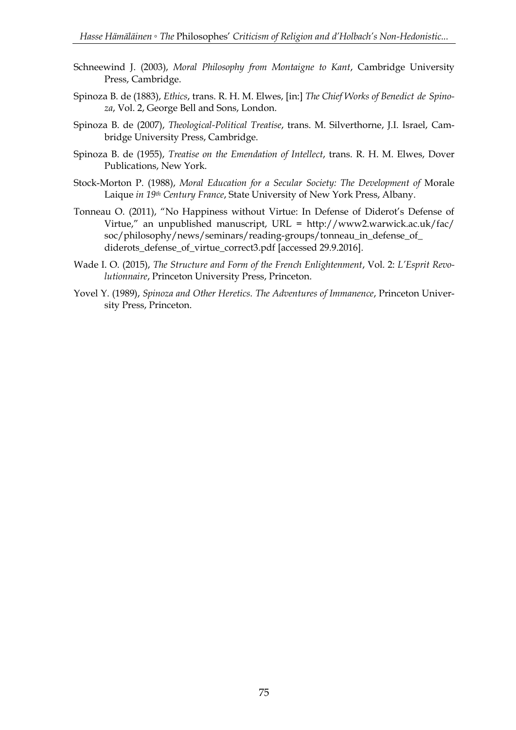Schneewind J. (2003), *Moral Philosophy from Montaigne to Kant*, Cambridge University Press, Cambridge.

Spinoza B. de (1883), *Ethics*, trans. R. H. M. Elwes, [in:] *The Chief Works of Benedict de Spinoza*, Vol. 2, George Bell and Sons, London.

Spinoza B. de (2007), *Theological-Political Treatise*, trans. M. Silverthorne, J.I. Israel, Cambridge University Press, Cambridge.

Spinoza B. de (1955), *Treatise on the Emendation of Intellect*, trans. R. H. M. Elwes, Dover Publications, New York.

Stock-Morton P. (1988), *Moral Education for a Secular Society: The Development of* Morale Laique *in 19th Century France*, State University of New York Press, Albany.

Tonneau O. (2011), "No Happiness without Virtue: In Defense of Diderot's Defense of Virtue," an unpublished manuscript, URL = http://www2.warwick.ac.uk/fac/soc/philosophy/news/seminars/reading-groups/tonneau_in_defense_of_diderots_defense_of_virtue_correct3.pdf [accessed 29.9.2016].

Wade I. O. (2015), *The Structure and Form of the French Enlightenment*, Vol. 2: *L'Esprit Revolutionnaire*, Princeton University Press, Princeton.

Yovel Y. (1989), *Spinoza and Other Heretics. The Adventures of Immanence*, Princeton University Press, Princeton.